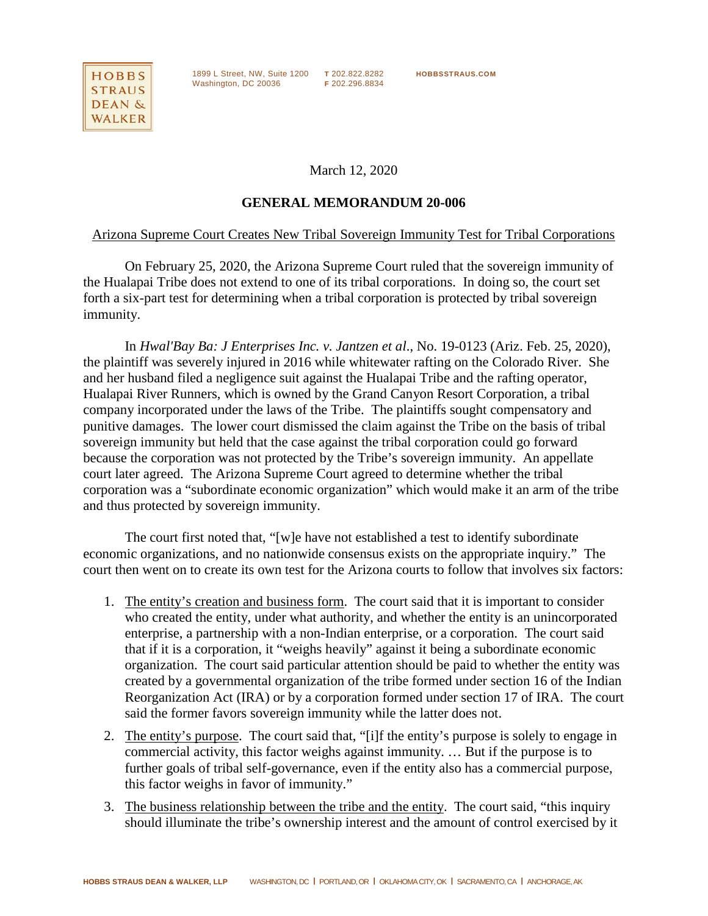HOBBS STRAUS DEAN & WALKER

1899 L Street, NW, Suite 1200
Washington, DC 20036

T 202.822.8282
F 202.296.8834

HOBBSSTRAUS.COM

March 12, 2020

**GENERAL MEMORANDUM 20-006**

Arizona Supreme Court Creates New Tribal Sovereign Immunity Test for Tribal Corporations

On February 25, 2020, the Arizona Supreme Court ruled that the sovereign immunity of the Hualapai Tribe does not extend to one of its tribal corporations. In doing so, the court set forth a six-part test for determining when a tribal corporation is protected by tribal sovereign immunity.

In *Hwal'Bay Ba: J Enterprises Inc. v. Jantzen et al*., No. 19-0123 (Ariz. Feb. 25, 2020), the plaintiff was severely injured in 2016 while whitewater rafting on the Colorado River. She and her husband filed a negligence suit against the Hualapai Tribe and the rafting operator, Hualapai River Runners, which is owned by the Grand Canyon Resort Corporation, a tribal company incorporated under the laws of the Tribe. The plaintiffs sought compensatory and punitive damages. The lower court dismissed the claim against the Tribe on the basis of tribal sovereign immunity but held that the case against the tribal corporation could go forward because the corporation was not protected by the Tribe's sovereign immunity. An appellate court later agreed. The Arizona Supreme Court agreed to determine whether the tribal corporation was a "subordinate economic organization" which would make it an arm of the tribe and thus protected by sovereign immunity.

The court first noted that, "[w]e have not established a test to identify subordinate economic organizations, and no nationwide consensus exists on the appropriate inquiry." The court then went on to create its own test for the Arizona courts to follow that involves six factors:

1. The entity's creation and business form. The court said that it is important to consider who created the entity, under what authority, and whether the entity is an unincorporated enterprise, a partnership with a non-Indian enterprise, or a corporation. The court said that if it is a corporation, it "weighs heavily" against it being a subordinate economic organization. The court said particular attention should be paid to whether the entity was created by a governmental organization of the tribe formed under section 16 of the Indian Reorganization Act (IRA) or by a corporation formed under section 17 of IRA. The court said the former favors sovereign immunity while the latter does not.
2. The entity's purpose. The court said that, "[i]f the entity's purpose is solely to engage in commercial activity, this factor weighs against immunity. … But if the purpose is to further goals of tribal self-governance, even if the entity also has a commercial purpose, this factor weighs in favor of immunity."
3. The business relationship between the tribe and the entity. The court said, "this inquiry should illuminate the tribe's ownership interest and the amount of control exercised by it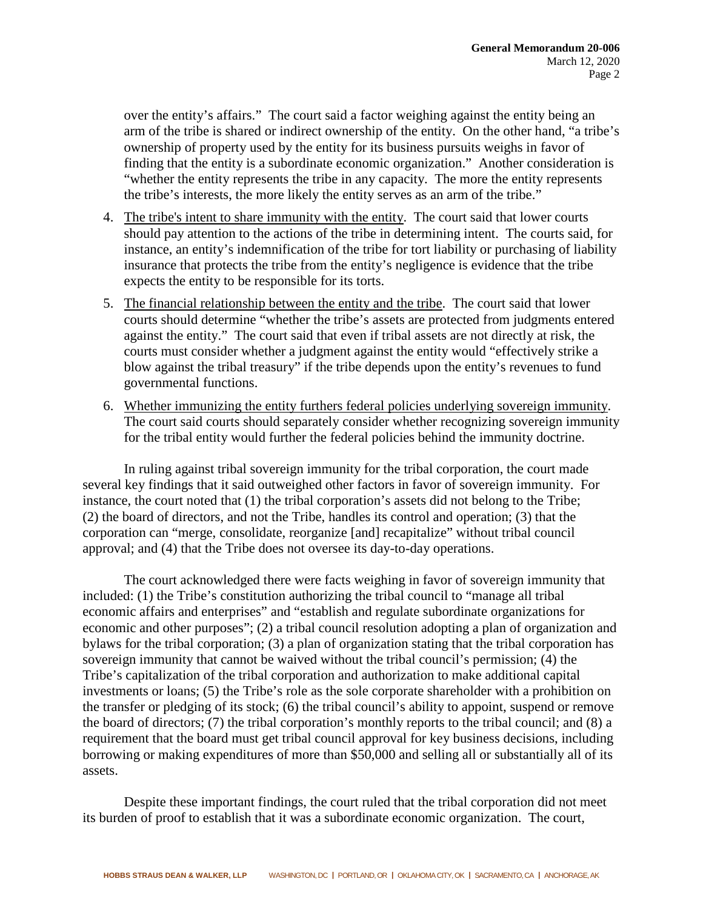over the entity's affairs." The court said a factor weighing against the entity being an arm of the tribe is shared or indirect ownership of the entity. On the other hand, "a tribe's ownership of property used by the entity for its business pursuits weighs in favor of finding that the entity is a subordinate economic organization." Another consideration is "whether the entity represents the tribe in any capacity. The more the entity represents the tribe's interests, the more likely the entity serves as an arm of the tribe."

4. <u>The tribe's intent to share immunity with the entity</u>. The court said that lower courts should pay attention to the actions of the tribe in determining intent. The courts said, for instance, an entity's indemnification of the tribe for tort liability or purchasing of liability insurance that protects the tribe from the entity's negligence is evidence that the tribe expects the entity to be responsible for its torts.

5. <u>The financial relationship between the entity and the tribe</u>. The court said that lower courts should determine "whether the tribe's assets are protected from judgments entered against the entity." The court said that even if tribal assets are not directly at risk, the courts must consider whether a judgment against the entity would "effectively strike a blow against the tribal treasury" if the tribe depends upon the entity's revenues to fund governmental functions.

6. <u>Whether immunizing the entity furthers federal policies underlying sovereign immunity</u>. The court said courts should separately consider whether recognizing sovereign immunity for the tribal entity would further the federal policies behind the immunity doctrine.

In ruling against tribal sovereign immunity for the tribal corporation, the court made several key findings that it said outweighed other factors in favor of sovereign immunity. For instance, the court noted that (1) the tribal corporation's assets did not belong to the Tribe; (2) the board of directors, and not the Tribe, handles its control and operation; (3) that the corporation can "merge, consolidate, reorganize [and] recapitalize" without tribal council approval; and (4) that the Tribe does not oversee its day-to-day operations.

The court acknowledged there were facts weighing in favor of sovereign immunity that included: (1) the Tribe's constitution authorizing the tribal council to "manage all tribal economic affairs and enterprises" and "establish and regulate subordinate organizations for economic and other purposes"; (2) a tribal council resolution adopting a plan of organization and bylaws for the tribal corporation; (3) a plan of organization stating that the tribal corporation has sovereign immunity that cannot be waived without the tribal council's permission; (4) the Tribe's capitalization of the tribal corporation and authorization to make additional capital investments or loans; (5) the Tribe's role as the sole corporate shareholder with a prohibition on the transfer or pledging of its stock; (6) the tribal council's ability to appoint, suspend or remove the board of directors; (7) the tribal corporation's monthly reports to the tribal council; and (8) a requirement that the board must get tribal council approval for key business decisions, including borrowing or making expenditures of more than $50,000 and selling all or substantially all of its assets.

Despite these important findings, the court ruled that the tribal corporation did not meet its burden of proof to establish that it was a subordinate economic organization. The court,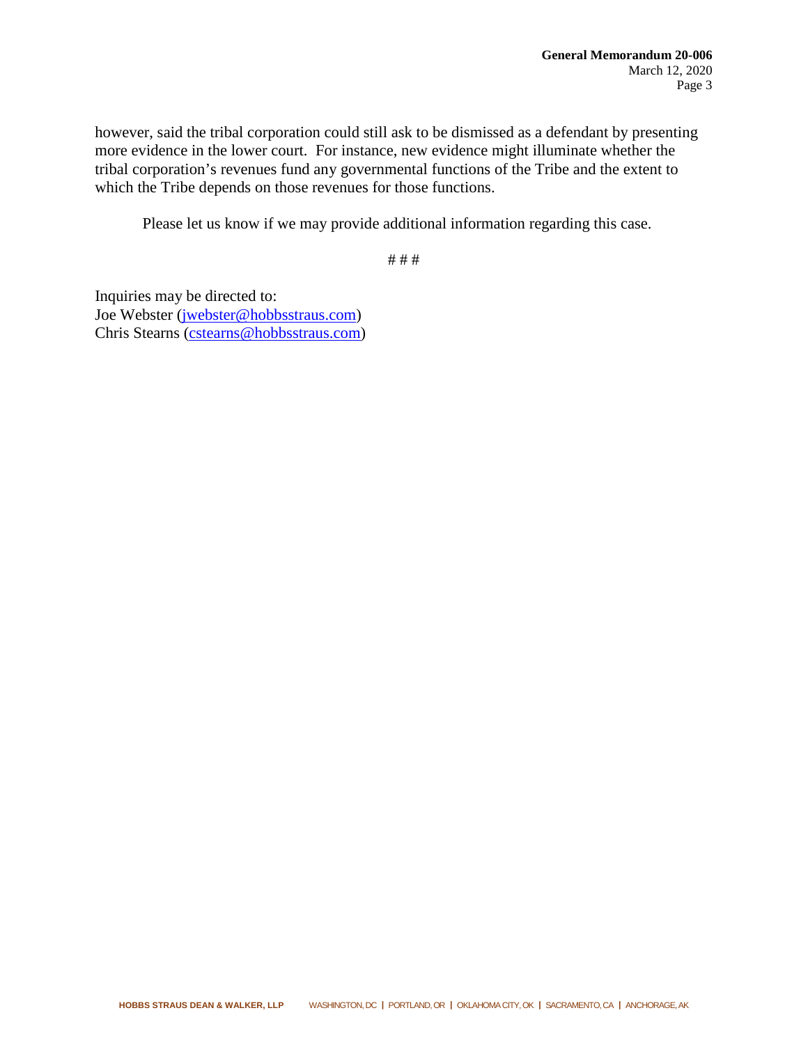however, said the tribal corporation could still ask to be dismissed as a defendant by presenting more evidence in the lower court. For instance, new evidence might illuminate whether the tribal corporation's revenues fund any governmental functions of the Tribe and the extent to which the Tribe depends on those revenues for those functions.

Please let us know if we may provide additional information regarding this case.

# # #

Inquiries may be directed to:
Joe Webster (jwebster@hobbsstraus.com)
Chris Stearns (cstearns@hobbsstraus.com)